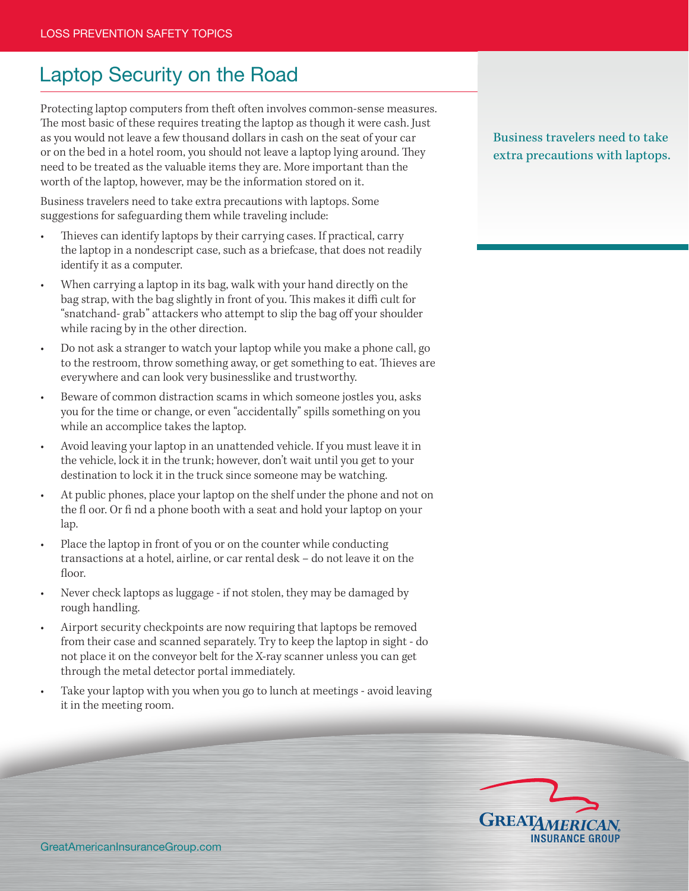LOSS PREVENTION SAFETY TOPICS

# Laptop Security on the Road

Protecting laptop computers from theft often involves common-sense measures. The most basic of these requires treating the laptop as though it were cash. Just as you would not leave a few thousand dollars in cash on the seat of your car or on the bed in a hotel room, you should not leave a laptop lying around. They need to be treated as the valuable items they are. More important than the worth of the laptop, however, may be the information stored on it.

Business travelers need to take extra precautions with laptops. Some suggestions for safeguarding them while traveling include:

- Thieves can identify laptops by their carrying cases. If practical, carry the laptop in a nondescript case, such as a briefcase, that does not readily identify it as a computer.
- When carrying a laptop in its bag, walk with your hand directly on the bag strap, with the bag slightly in front of you. This makes it diffi cult for "snatchand- grab" attackers who attempt to slip the bag off your shoulder while racing by in the other direction.
- Do not ask a stranger to watch your laptop while you make a phone call, go to the restroom, throw something away, or get something to eat. Thieves are everywhere and can look very businesslike and trustworthy.
- Beware of common distraction scams in which someone jostles you, asks you for the time or change, or even "accidentally" spills something on you while an accomplice takes the laptop.
- Avoid leaving your laptop in an unattended vehicle. If you must leave it in the vehicle, lock it in the trunk; however, don't wait until you get to your destination to lock it in the truck since someone may be watching.
- At public phones, place your laptop on the shelf under the phone and not on the fl oor. Or fi nd a phone booth with a seat and hold your laptop on your lap.
- Place the laptop in front of you or on the counter while conducting transactions at a hotel, airline, or car rental desk – do not leave it on the floor.
- Never check laptops as luggage - if not stolen, they may be damaged by rough handling.
- Airport security checkpoints are now requiring that laptops be removed from their case and scanned separately. Try to keep the laptop in sight - do not place it on the conveyor belt for the X-ray scanner unless you can get through the metal detector portal immediately.
- Take your laptop with you when you go to lunch at meetings - avoid leaving it in the meeting room.

Business travelers need to take extra precautions with laptops.

GreatAmericanInsuranceGroup.com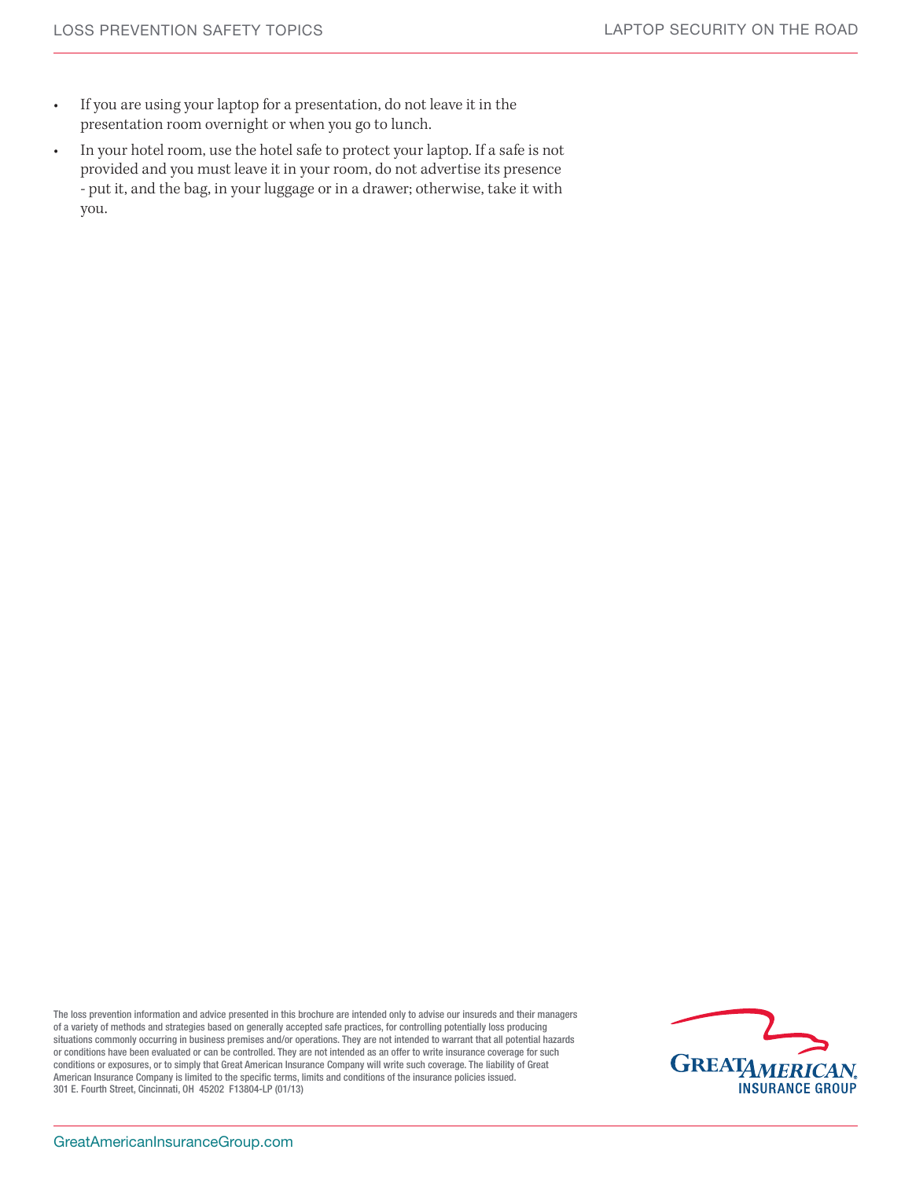- If you are using your laptop for a presentation, do not leave it in the presentation room overnight or when you go to lunch.
- In your hotel room, use the hotel safe to protect your laptop. If a safe is not provided and you must leave it in your room, do not advertise its presence - put it, and the bag, in your luggage or in a drawer; otherwise, take it with you.

The loss prevention information and advice presented in this brochure are intended only to advise our insureds and their managers of a variety of methods and strategies based on generally accepted safe practices, for controlling potentially loss producing situations commonly occurring in business premises and/or operations. They are not intended to warrant that all potential hazards or conditions have been evaluated or can be controlled. They are not intended as an offer to write insurance coverage for such conditions or exposures, or to simply that Great American Insurance Company will write such coverage. The liability of Great American Insurance Company is limited to the specific terms, limits and conditions of the insurance policies issued.
301 E. Fourth Street, Cincinnati, OH 45202 F13804-LP (01/13)

GreatAmericanInsuranceGroup.com